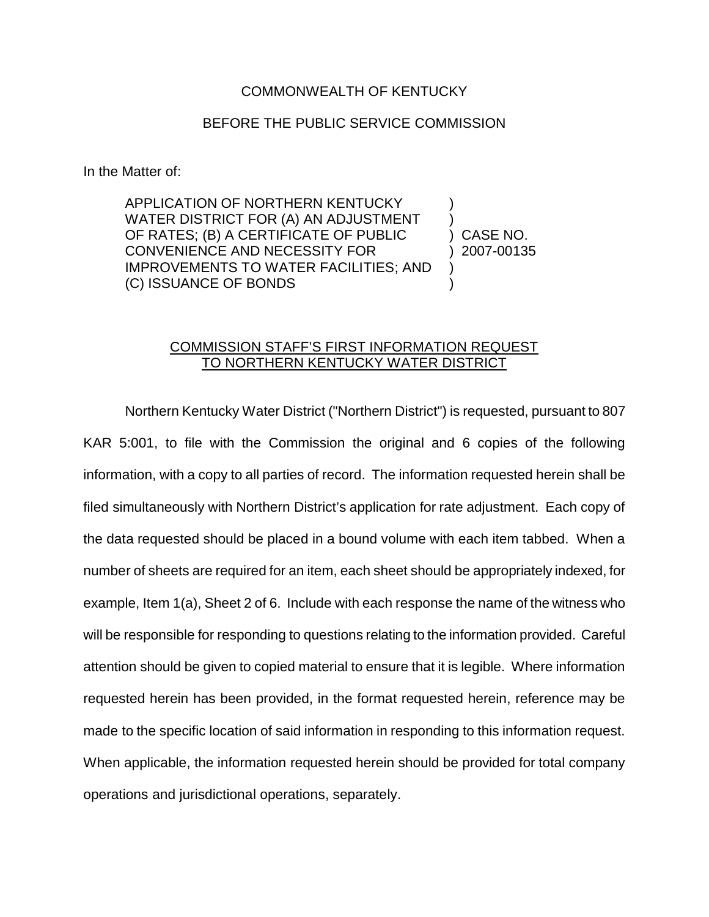COMMONWEALTH OF KENTUCKY

BEFORE THE PUBLIC SERVICE COMMISSION

In the Matter of:

| | | |
|---|---|---|
| APPLICATION OF NORTHERN KENTUCKY WATER DISTRICT FOR (A) AN ADJUSTMENT OF RATES; (B) A CERTIFICATE OF PUBLIC CONVENIENCE AND NECESSITY FOR IMPROVEMENTS TO WATER FACILITIES; AND (C) ISSUANCE OF BONDS | ) | CASE NO. 2007-00135 |

COMMISSION STAFF'S FIRST INFORMATION REQUEST TO NORTHERN KENTUCKY WATER DISTRICT

Northern Kentucky Water District ("Northern District") is requested, pursuant to 807 KAR 5:001, to file with the Commission the original and 6 copies of the following information, with a copy to all parties of record. The information requested herein shall be filed simultaneously with Northern District's application for rate adjustment. Each copy of the data requested should be placed in a bound volume with each item tabbed. When a number of sheets are required for an item, each sheet should be appropriately indexed, for example, Item 1(a), Sheet 2 of 6. Include with each response the name of the witness who will be responsible for responding to questions relating to the information provided. Careful attention should be given to copied material to ensure that it is legible. Where information requested herein has been provided, in the format requested herein, reference may be made to the specific location of said information in responding to this information request. When applicable, the information requested herein should be provided for total company operations and jurisdictional operations, separately.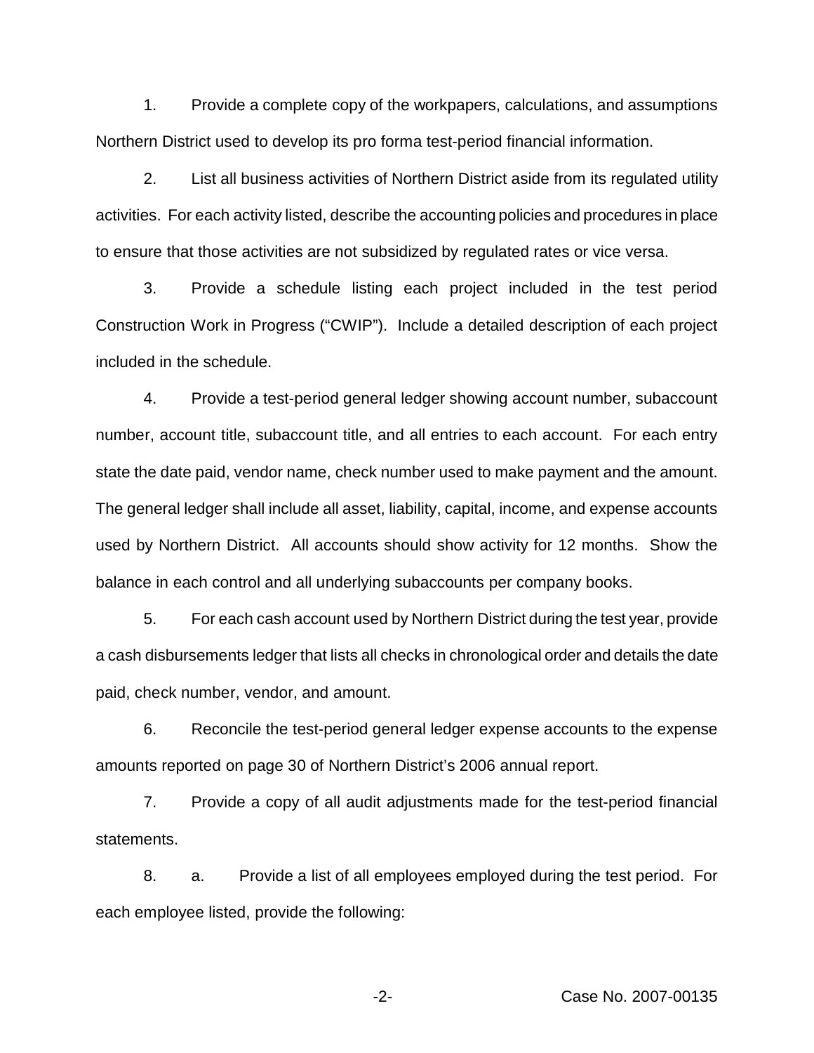1. Provide a complete copy of the workpapers, calculations, and assumptions Northern District used to develop its pro forma test-period financial information.

2. List all business activities of Northern District aside from its regulated utility activities. For each activity listed, describe the accounting policies and procedures in place to ensure that those activities are not subsidized by regulated rates or vice versa.

3. Provide a schedule listing each project included in the test period Construction Work in Progress ("CWIP"). Include a detailed description of each project included in the schedule.

4. Provide a test-period general ledger showing account number, subaccount number, account title, subaccount title, and all entries to each account. For each entry state the date paid, vendor name, check number used to make payment and the amount. The general ledger shall include all asset, liability, capital, income, and expense accounts used by Northern District. All accounts should show activity for 12 months. Show the balance in each control and all underlying subaccounts per company books.

5. For each cash account used by Northern District during the test year, provide a cash disbursements ledger that lists all checks in chronological order and details the date paid, check number, vendor, and amount.

6. Reconcile the test-period general ledger expense accounts to the expense amounts reported on page 30 of Northern District's 2006 annual report.

7. Provide a copy of all audit adjustments made for the test-period financial statements.

8. a. Provide a list of all employees employed during the test period. For each employee listed, provide the following: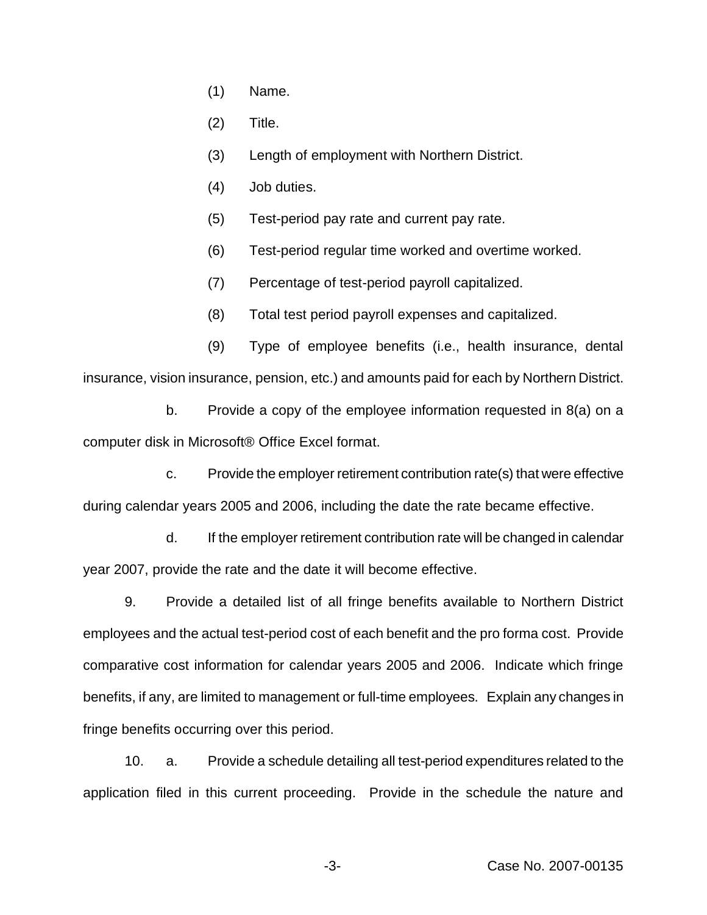(1) Name.

(2) Title.

(3) Length of employment with Northern District.

(4) Job duties.

(5) Test-period pay rate and current pay rate.

(6) Test-period regular time worked and overtime worked.

(7) Percentage of test-period payroll capitalized.

(8) Total test period payroll expenses and capitalized.

(9) Type of employee benefits (i.e., health insurance, dental insurance, vision insurance, pension, etc.) and amounts paid for each by Northern District.

b. Provide a copy of the employee information requested in 8(a) on a computer disk in Microsoft® Office Excel format.

c. Provide the employer retirement contribution rate(s) that were effective during calendar years 2005 and 2006, including the date the rate became effective.

d. If the employer retirement contribution rate will be changed in calendar year 2007, provide the rate and the date it will become effective.

9. Provide a detailed list of all fringe benefits available to Northern District employees and the actual test-period cost of each benefit and the pro forma cost. Provide comparative cost information for calendar years 2005 and 2006. Indicate which fringe benefits, if any, are limited to management or full-time employees. Explain any changes in fringe benefits occurring over this period.

10. a. Provide a schedule detailing all test-period expenditures related to the application filed in this current proceeding. Provide in the schedule the nature and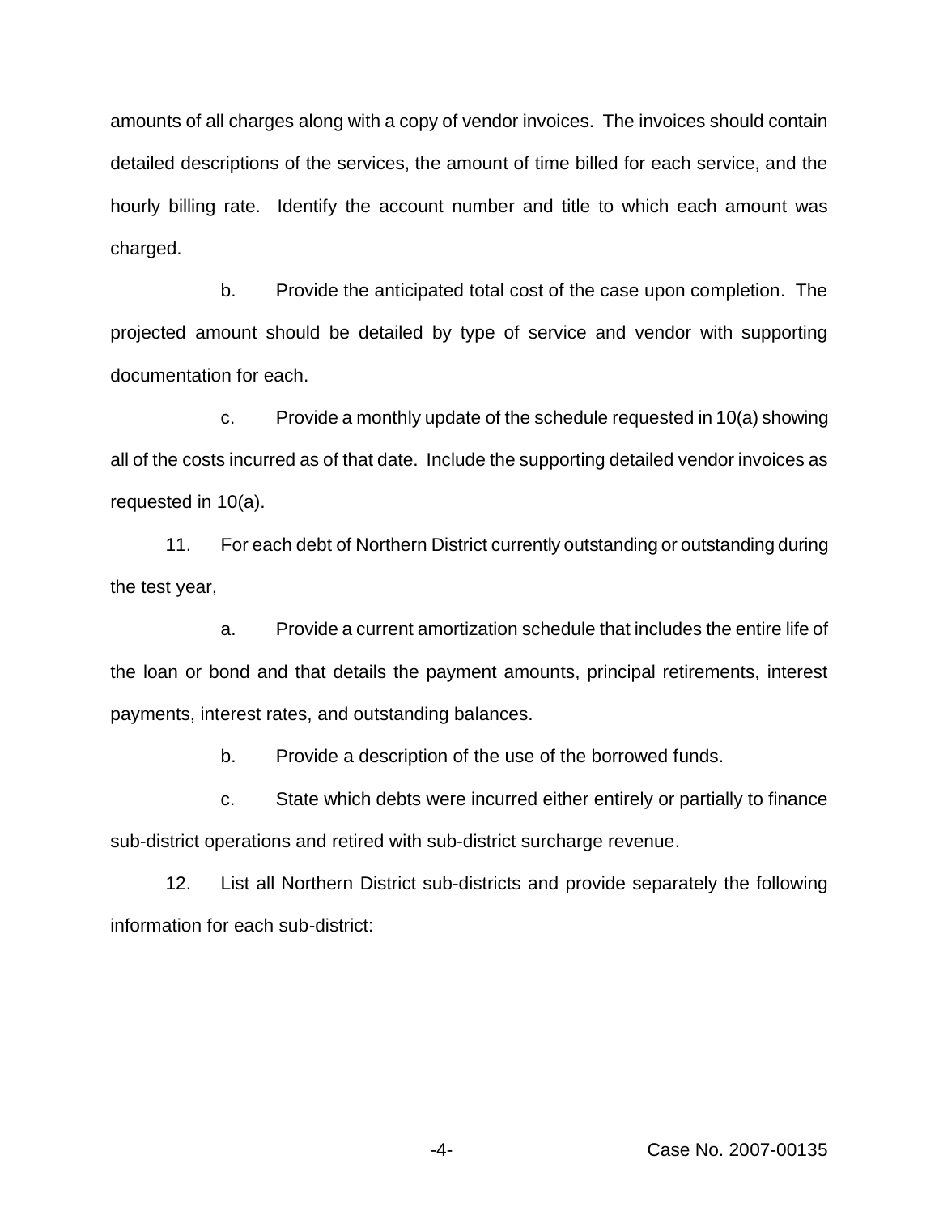amounts of all charges along with a copy of vendor invoices. The invoices should contain detailed descriptions of the services, the amount of time billed for each service, and the hourly billing rate. Identify the account number and title to which each amount was charged.

b. Provide the anticipated total cost of the case upon completion. The projected amount should be detailed by type of service and vendor with supporting documentation for each.

c. Provide a monthly update of the schedule requested in 10(a) showing all of the costs incurred as of that date. Include the supporting detailed vendor invoices as requested in 10(a).

11. For each debt of Northern District currently outstanding or outstanding during the test year,

a. Provide a current amortization schedule that includes the entire life of the loan or bond and that details the payment amounts, principal retirements, interest payments, interest rates, and outstanding balances.

b. Provide a description of the use of the borrowed funds.

c. State which debts were incurred either entirely or partially to finance sub-district operations and retired with sub-district surcharge revenue.

12. List all Northern District sub-districts and provide separately the following information for each sub-district: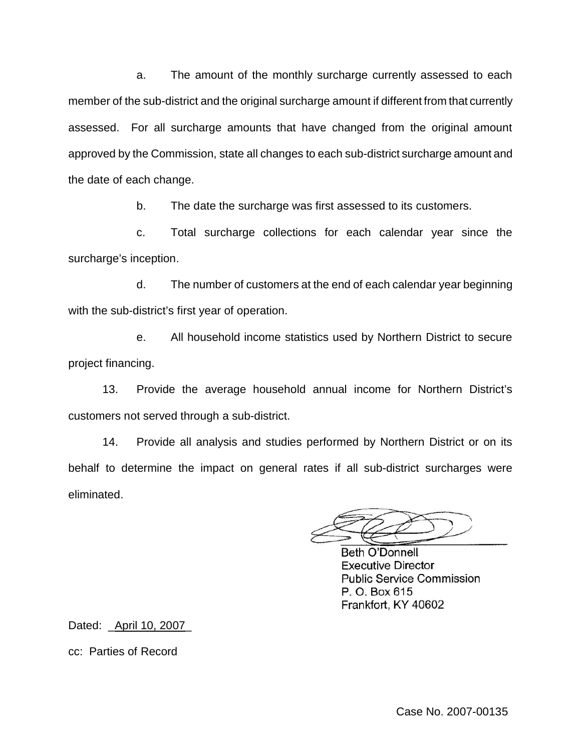a. The amount of the monthly surcharge currently assessed to each member of the sub-district and the original surcharge amount if different from that currently assessed. For all surcharge amounts that have changed from the original amount approved by the Commission, state all changes to each sub-district surcharge amount and the date of each change.

b. The date the surcharge was first assessed to its customers.

c. Total surcharge collections for each calendar year since the surcharge's inception.

d. The number of customers at the end of each calendar year beginning with the sub-district's first year of operation.

e. All household income statistics used by Northern District to secure project financing.

13. Provide the average household annual income for Northern District's customers not served through a sub-district.

14. Provide all analysis and studies performed by Northern District or on its behalf to determine the impact on general rates if all sub-district surcharges were eliminated.

Beth O'Donnell
Executive Director
Public Service Commission
P. O. Box 615
Frankfort, KY 40602

Dated: April 10, 2007

cc: Parties of Record

Case No. 2007-00135